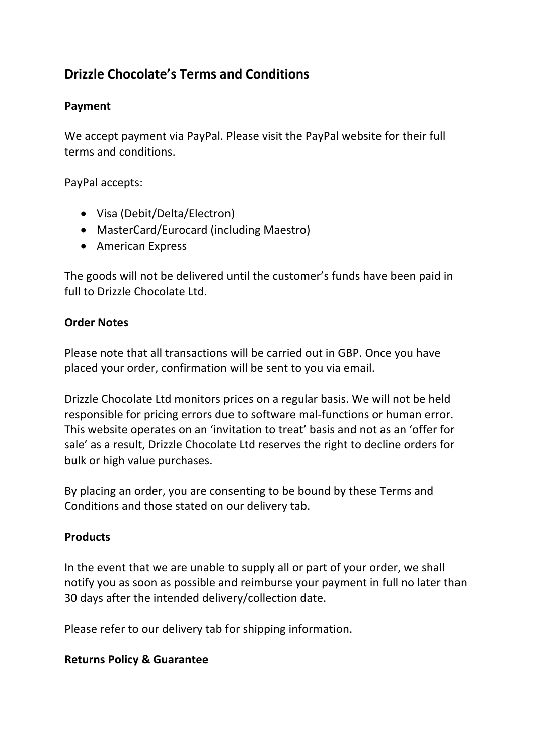# Drizzle Chocolate's Terms and Conditions

## Payment

We accept payment via PayPal. Please visit the PayPal website for their full terms and conditions.

PayPal accepts:

- Visa (Debit/Delta/Electron)
- MasterCard/Eurocard (including Maestro)
- American Express

The goods will not be delivered until the customer's funds have been paid in full to Drizzle Chocolate Ltd.

## Order Notes

Please note that all transactions will be carried out in GBP. Once you have placed your order, confirmation will be sent to you via email.

Drizzle Chocolate Ltd monitors prices on a regular basis. We will not be held responsible for pricing errors due to software mal-functions or human error. This website operates on an 'invitation to treat' basis and not as an 'offer for sale' as a result, Drizzle Chocolate Ltd reserves the right to decline orders for bulk or high value purchases.

By placing an order, you are consenting to be bound by these Terms and Conditions and those stated on our delivery tab.

## Products

In the event that we are unable to supply all or part of your order, we shall notify you as soon as possible and reimburse your payment in full no later than 30 days after the intended delivery/collection date.

Please refer to our delivery tab for shipping information.

## Returns Policy & Guarantee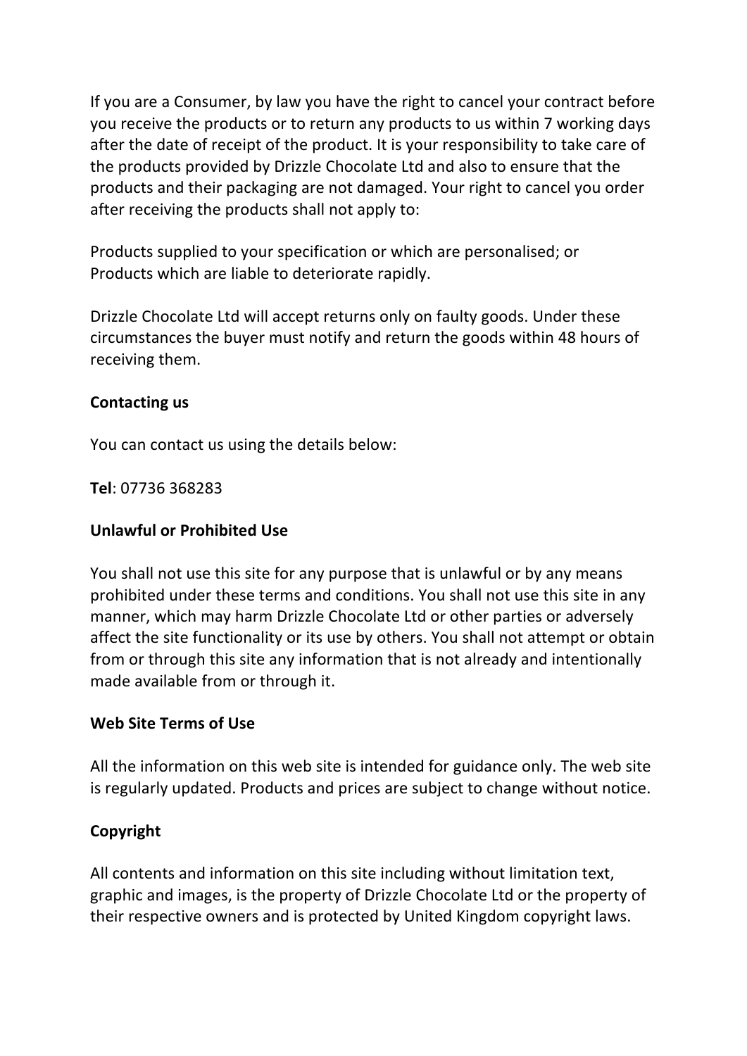If you are a Consumer, by law you have the right to cancel your contract before you receive the products or to return any products to us within 7 working days after the date of receipt of the product. It is your responsibility to take care of the products provided by Drizzle Chocolate Ltd and also to ensure that the products and their packaging are not damaged. Your right to cancel you order after receiving the products shall not apply to:

Products supplied to your specification or which are personalised; or
Products which are liable to deteriorate rapidly.

Drizzle Chocolate Ltd will accept returns only on faulty goods. Under these circumstances the buyer must notify and return the goods within 48 hours of receiving them.

**Contacting us**

You can contact us using the details below:

**Tel**: 07736 368283

**Unlawful or Prohibited Use**

You shall not use this site for any purpose that is unlawful or by any means prohibited under these terms and conditions. You shall not use this site in any manner, which may harm Drizzle Chocolate Ltd or other parties or adversely affect the site functionality or its use by others. You shall not attempt or obtain from or through this site any information that is not already and intentionally made available from or through it.

**Web Site Terms of Use**

All the information on this web site is intended for guidance only. The web site is regularly updated. Products and prices are subject to change without notice.

**Copyright**

All contents and information on this site including without limitation text, graphic and images, is the property of Drizzle Chocolate Ltd or the property of their respective owners and is protected by United Kingdom copyright laws.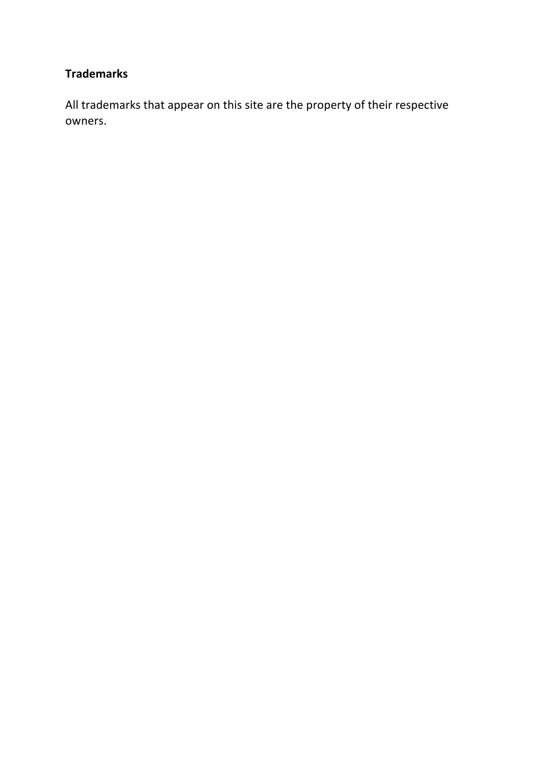**Trademarks**

All trademarks that appear on this site are the property of their respective owners.